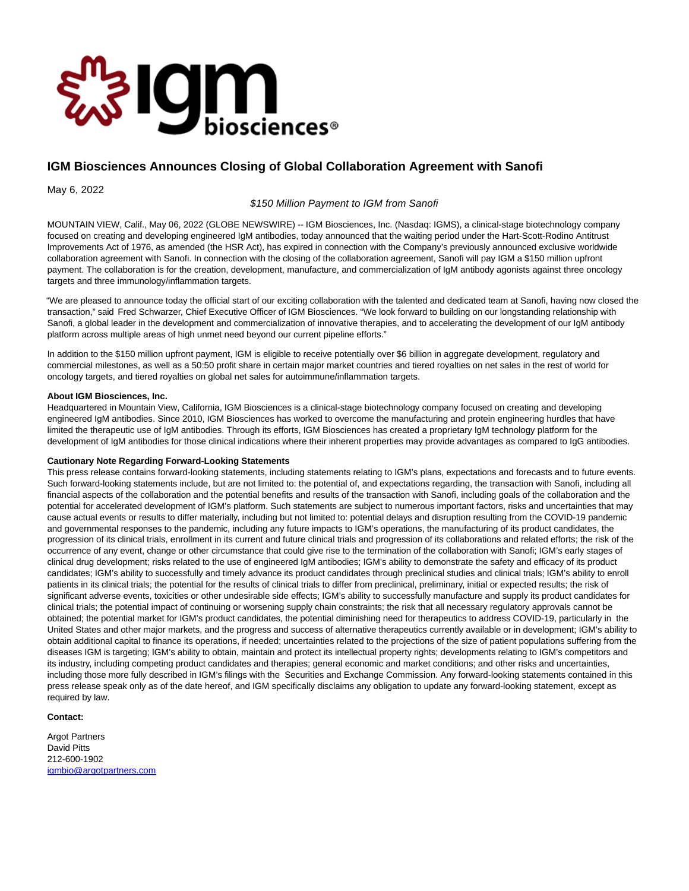# IGM Biosciences Announces Closing of Global Collaboration Agreement with Sanofi

May 6, 2022

*$150 Million Payment to IGM from Sanofi*

MOUNTAIN VIEW, Calif., May 06, 2022 (GLOBE NEWSWIRE) -- IGM Biosciences, Inc. (Nasdaq: IGMS), a clinical-stage biotechnology company focused on creating and developing engineered IgM antibodies, today announced that the waiting period under the Hart-Scott-Rodino Antitrust Improvements Act of 1976, as amended (the HSR Act), has expired in connection with the Company's previously announced exclusive worldwide collaboration agreement with Sanofi. In connection with the closing of the collaboration agreement, Sanofi will pay IGM a $150 million upfront payment. The collaboration is for the creation, development, manufacture, and commercialization of IgM antibody agonists against three oncology targets and three immunology/inflammation targets.

"We are pleased to announce today the official start of our exciting collaboration with the talented and dedicated team at Sanofi, having now closed the transaction," said Fred Schwarzer, Chief Executive Officer of IGM Biosciences. "We look forward to building on our longstanding relationship with Sanofi, a global leader in the development and commercialization of innovative therapies, and to accelerating the development of our IgM antibody platform across multiple areas of high unmet need beyond our current pipeline efforts."

In addition to the $150 million upfront payment, IGM is eligible to receive potentially over $6 billion in aggregate development, regulatory and commercial milestones, as well as a 50:50 profit share in certain major market countries and tiered royalties on net sales in the rest of world for oncology targets, and tiered royalties on global net sales for autoimmune/inflammation targets.

**About IGM Biosciences, Inc.**

Headquartered in Mountain View, California, IGM Biosciences is a clinical-stage biotechnology company focused on creating and developing engineered IgM antibodies. Since 2010, IGM Biosciences has worked to overcome the manufacturing and protein engineering hurdles that have limited the therapeutic use of IgM antibodies. Through its efforts, IGM Biosciences has created a proprietary IgM technology platform for the development of IgM antibodies for those clinical indications where their inherent properties may provide advantages as compared to IgG antibodies.

**Cautionary Note Regarding Forward-Looking Statements**

This press release contains forward-looking statements, including statements relating to IGM's plans, expectations and forecasts and to future events. Such forward-looking statements include, but are not limited to: the potential of, and expectations regarding, the transaction with Sanofi, including all financial aspects of the collaboration and the potential benefits and results of the transaction with Sanofi, including goals of the collaboration and the potential for accelerated development of IGM's platform. Such statements are subject to numerous important factors, risks and uncertainties that may cause actual events or results to differ materially, including but not limited to: potential delays and disruption resulting from the COVID-19 pandemic and governmental responses to the pandemic, including any future impacts to IGM's operations, the manufacturing of its product candidates, the progression of its clinical trials, enrollment in its current and future clinical trials and progression of its collaborations and related efforts; the risk of the occurrence of any event, change or other circumstance that could give rise to the termination of the collaboration with Sanofi; IGM's early stages of clinical drug development; risks related to the use of engineered IgM antibodies; IGM's ability to demonstrate the safety and efficacy of its product candidates; IGM's ability to successfully and timely advance its product candidates through preclinical studies and clinical trials; IGM's ability to enroll patients in its clinical trials; the potential for the results of clinical trials to differ from preclinical, preliminary, initial or expected results; the risk of significant adverse events, toxicities or other undesirable side effects; IGM's ability to successfully manufacture and supply its product candidates for clinical trials; the potential impact of continuing or worsening supply chain constraints; the risk that all necessary regulatory approvals cannot be obtained; the potential market for IGM's product candidates, the potential diminishing need for therapeutics to address COVID-19, particularly in the United States and other major markets, and the progress and success of alternative therapeutics currently available or in development; IGM's ability to obtain additional capital to finance its operations, if needed; uncertainties related to the projections of the size of patient populations suffering from the diseases IGM is targeting; IGM's ability to obtain, maintain and protect its intellectual property rights; developments relating to IGM's competitors and its industry, including competing product candidates and therapies; general economic and market conditions; and other risks and uncertainties, including those more fully described in IGM's filings with the Securities and Exchange Commission. Any forward-looking statements contained in this press release speak only as of the date hereof, and IGM specifically disclaims any obligation to update any forward-looking statement, except as required by law.

**Contact:**

Argot Partners
David Pitts
212-600-1902
igmbio@argotpartners.com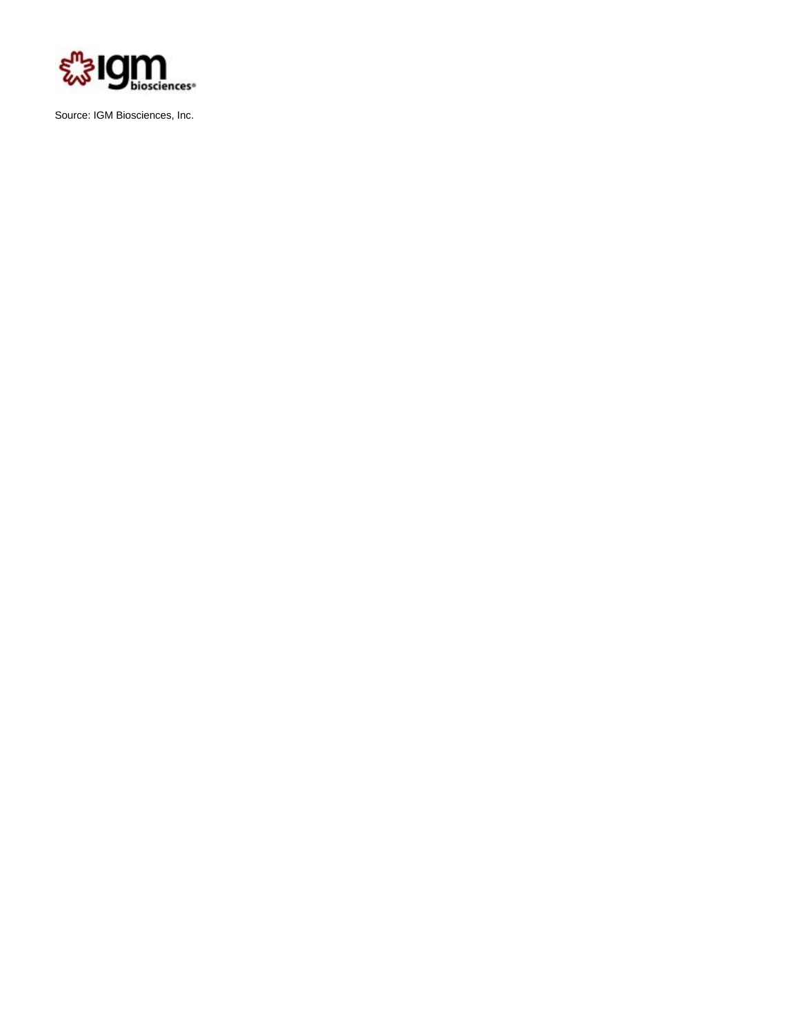Source: IGM Biosciences, Inc.